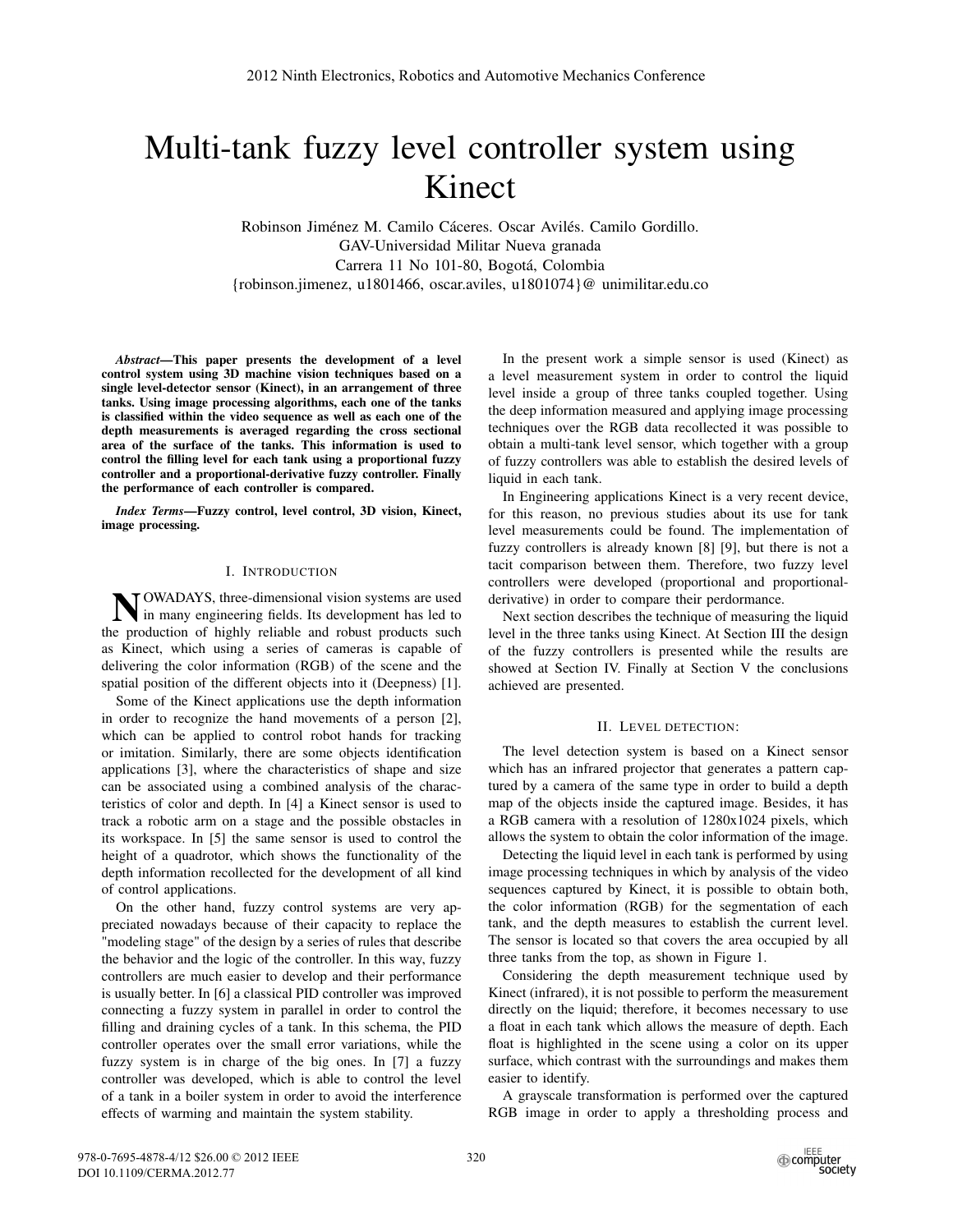# Multi-tank fuzzy level controller system using Kinect

Robinson Jiménez M. Camilo Cáceres. Oscar Avilés. Camilo Gordillo.
GAV-Universidad Militar Nueva granada
Carrera 11 No 101-80, Bogotá, Colombia
{robinson.jimenez, u1801466, oscar.aviles, u1801074}@ unimilitar.edu.co

***Abstract*—This paper presents the development of a level control system using 3D machine vision techniques based on a single level-detector sensor (Kinect), in an arrangement of three tanks. Using image processing algorithms, each one of the tanks is classified within the video sequence as well as each one of the depth measurements is averaged regarding the cross sectional area of the surface of the tanks. This information is used to control the filling level for each tank using a proportional fuzzy controller and a proportional-derivative fuzzy controller. Finally the performance of each controller is compared.**

***Index Terms*—Fuzzy control, level control, 3D vision, Kinect, image processing.**

## I. Introduction

Nowadays, three-dimensional vision systems are used in many engineering fields. Its development has led to the production of highly reliable and robust products such as Kinect, which using a series of cameras is capable of delivering the color information (RGB) of the scene and the spatial position of the different objects into it (Deepness) [1].

Some of the Kinect applications use the depth information in order to recognize the hand movements of a person [2], which can be applied to control robot hands for tracking or imitation. Similarly, there are some objects identification applications [3], where the characteristics of shape and size can be associated using a combined analysis of the characteristics of color and depth. In [4] a Kinect sensor is used to track a robotic arm on a stage and the possible obstacles in its workspace. In [5] the same sensor is used to control the height of a quadrotor, which shows the functionality of the depth information recollected for the development of all kind of control applications.

On the other hand, fuzzy control systems are very appreciated nowadays because of their capacity to replace the "modeling stage" of the design by a series of rules that describe the behavior and the logic of the controller. In this way, fuzzy controllers are much easier to develop and their performance is usually better. In [6] a classical PID controller was improved connecting a fuzzy system in parallel in order to control the filling and draining cycles of a tank. In this schema, the PID controller operates over the small error variations, while the fuzzy system is in charge of the big ones. In [7] a fuzzy controller was developed, which is able to control the level of a tank in a boiler system in order to avoid the interference effects of warming and maintain the system stability.

In the present work a simple sensor is used (Kinect) as a level measurement system in order to control the liquid level inside a group of three tanks coupled together. Using the deep information measured and applying image processing techniques over the RGB data recollected it was possible to obtain a multi-tank level sensor, which together with a group of fuzzy controllers was able to establish the desired levels of liquid in each tank.

In Engineering applications Kinect is a very recent device, for this reason, no previous studies about its use for tank level measurements could be found. The implementation of fuzzy controllers is already known [8] [9], but there is not a tacit comparison between them. Therefore, two fuzzy level controllers were developed (proportional and proportional-derivative) in order to compare their perdormance.

Next section describes the technique of measuring the liquid level in the three tanks using Kinect. At Section III the design of the fuzzy controllers is presented while the results are showed at Section IV. Finally at Section V the conclusions achieved are presented.

## II. Level detection:

The level detection system is based on a Kinect sensor which has an infrared projector that generates a pattern captured by a camera of the same type in order to build a depth map of the objects inside the captured image. Besides, it has a RGB camera with a resolution of 1280x1024 pixels, which allows the system to obtain the color information of the image.

Detecting the liquid level in each tank is performed by using image processing techniques in which by analysis of the video sequences captured by Kinect, it is possible to obtain both, the color information (RGB) for the segmentation of each tank, and the depth measures to establish the current level. The sensor is located so that covers the area occupied by all three tanks from the top, as shown in Figure 1.

Considering the depth measurement technique used by Kinect (infrared), it is not possible to perform the measurement directly on the liquid; therefore, it becomes necessary to use a float in each tank which allows the measure of depth. Each float is highlighted in the scene using a color on its upper surface, which contrast with the surroundings and makes them easier to identify.

A grayscale transformation is performed over the captured RGB image in order to apply a thresholding process and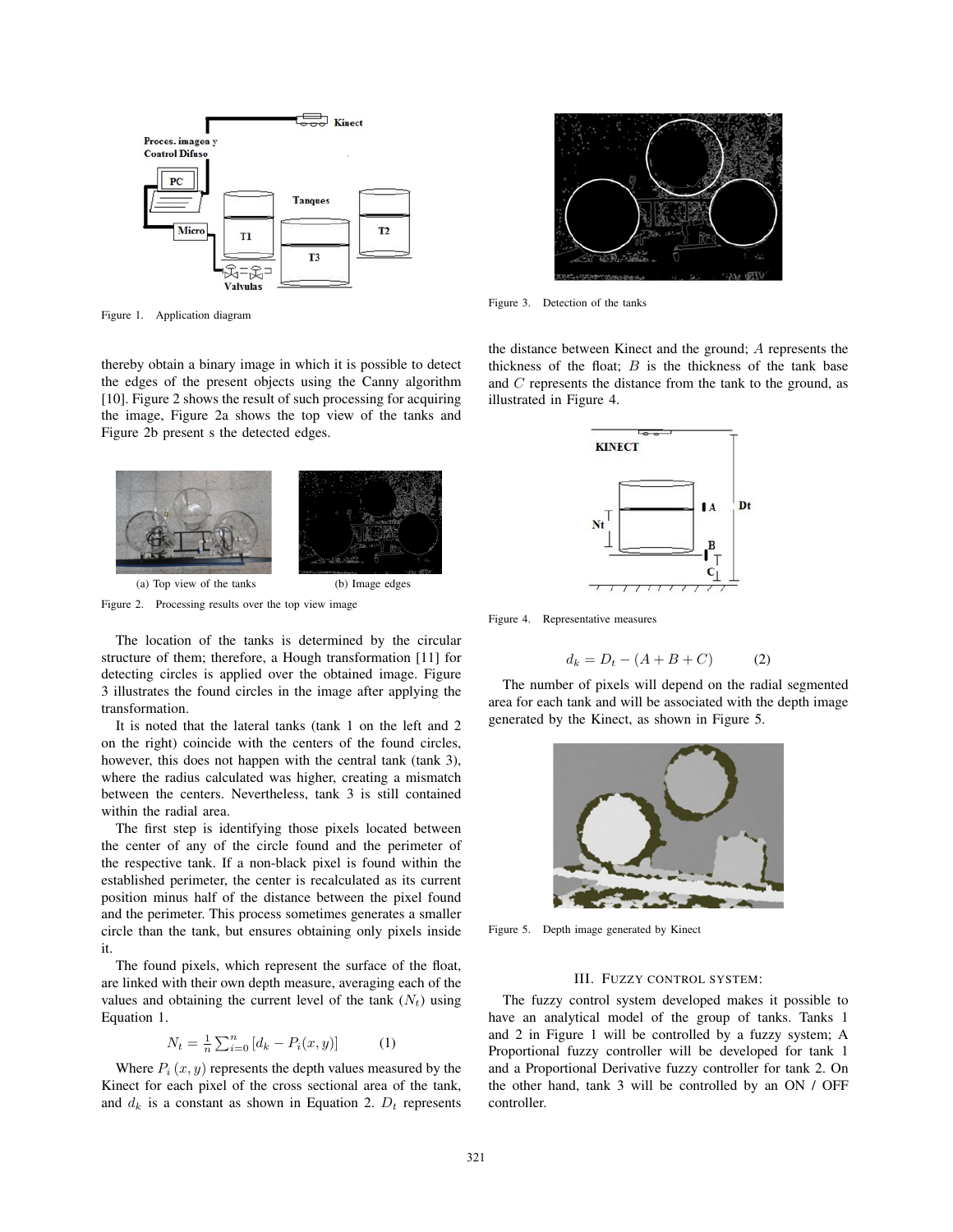Figure 1. Application diagram

thereby obtain a binary image in which it is possible to detect the edges of the present objects using the Canny algorithm [10]. Figure 2 shows the result of such processing for acquiring the image, Figure 2a shows the top view of the tanks and Figure 2b present s the detected edges.

(a) Top view of the tanks

(b) Image edges

Figure 2. Processing results over the top view image

The location of the tanks is determined by the circular structure of them; therefore, a Hough transformation [11] for detecting circles is applied over the obtained image. Figure 3 illustrates the found circles in the image after applying the transformation.

It is noted that the lateral tanks (tank 1 on the left and 2 on the right) coincide with the centers of the found circles, however, this does not happen with the central tank (tank 3), where the radius calculated was higher, creating a mismatch between the centers. Nevertheless, tank 3 is still contained within the radial area.

The first step is identifying those pixels located between the center of any of the circle found and the perimeter of the respective tank. If a non-black pixel is found within the established perimeter, the center is recalculated as its current position minus half of the distance between the pixel found and the perimeter. This process sometimes generates a smaller circle than the tank, but ensures obtaining only pixels inside it.

The found pixels, which represent the surface of the float, are linked with their own depth measure, averaging each of the values and obtaining the current level of the tank ($N_t$) using Equation 1.

$$N_t = \frac{1}{n} \sum_{i=0}^{n} \left[ d_k - P_i(x, y) \right] \qquad (1)$$

Where $P_i(x, y)$ represents the depth values measured by the Kinect for each pixel of the cross sectional area of the tank, and $d_k$ is a constant as shown in Equation 2. $D_t$ represents the distance between Kinect and the ground; $A$ represents the thickness of the float; $B$ is the thickness of the tank base and $C$ represents the distance from the tank to the ground, as illustrated in Figure 4.

Figure 3. Detection of the tanks

Figure 4. Representative measures

$$d_k = D_t - (A + B + C) \qquad (2)$$

The number of pixels will depend on the radial segmented area for each tank and will be associated with the depth image generated by the Kinect, as shown in Figure 5.

Figure 5. Depth image generated by Kinect

## III. Fuzzy control system:

The fuzzy control system developed makes it possible to have an analytical model of the group of tanks. Tanks 1 and 2 in Figure 1 will be controlled by a fuzzy system; A Proportional fuzzy controller will be developed for tank 1 and a Proportional Derivative fuzzy controller for tank 2. On the other hand, tank 3 will be controlled by an ON / OFF controller.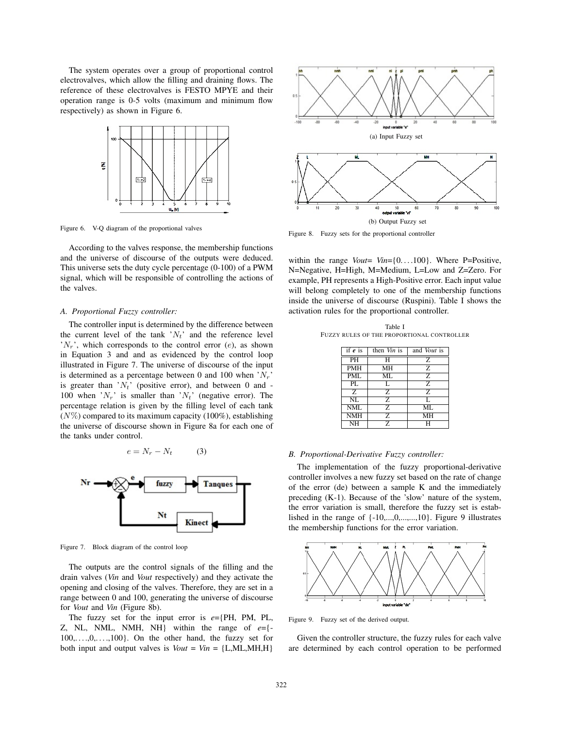The system operates over a group of proportional control electrovalves, which allow the filling and draining flows. The reference of these electrovalves is FESTO MPYE and their operation range is 0-5 volts (maximum and minimum flow respectively) as shown in Figure 6.

Figure 6. V-Q diagram of the proportional valves

According to the valves response, the membership functions and the universe of discourse of the outputs were deduced. This universe sets the duty cycle percentage (0-100) of a PWM signal, which will be responsible of controlling the actions of the valves.

### A. Proportional Fuzzy controller:

The controller input is determined by the difference between the current level of the tank '$N_t$' and the reference level '$N_r$', which corresponds to the control error ($e$), as shown in Equation 3 and and as evidenced by the control loop illustrated in Figure 7. The universe of discourse of the input is determined as a percentage between 0 and 100 when '$N_r$' is greater than '$N_t$' (positive error), and between 0 and -100 when '$N_r$' is smaller than '$N_t$' (negative error). The percentage relation is given by the filling level of each tank ($N\%$) compared to its maximum capacity (100%), establishing the universe of discourse shown in Figure 8a for each one of the tanks under control.

$$e = N_r - N_t \qquad (3)$$

Figure 7. Block diagram of the control loop

The outputs are the control signals of the filling and the drain valves (*Vin* and *Vout* respectively) and they activate the opening and closing of the valves. Therefore, they are set in a range between 0 and 100, generating the universe of discourse for *Vout* and *Vin* (Figure 8b).

The fuzzy set for the input error is *e*={PH, PM, PL, Z, NL, NML, NMH, NH} within the range of *e*={-100,....,0,....,100}. On the other hand, the fuzzy set for both input and output valves is *Vout* = *Vin* = {L,ML,MH,H}

(a) Input Fuzzy set

(b) Output Fuzzy set

Figure 8. Fuzzy sets for the proportional controller

within the range *Vout*= *Vin*={0....100}. Where P=Positive, N=Negative, H=High, M=Medium, L=Low and Z=Zero. For example, PH represents a High-Positive error. Each input value will belong completely to one of the membership functions inside the universe of discourse (Ruspini). Table I shows the activation rules for the proportional controller.

Table I
FUZZY RULES OF THE PROPORTIONAL CONTROLLER

| if *e* is | then *Vin* is | and *Vout* is |
|---|---|---|
| PH | H | Z |
| PMH | MH | Z |
| PML | ML | Z |
| PL | L | Z |
| Z | Z | Z |
| NL | Z | L |
| NML | Z | ML |
| NMH | Z | MH |
| NH | Z | H |

### B. Proportional-Derivative Fuzzy controller:

The implementation of the fuzzy proportional-derivative controller involves a new fuzzy set based on the rate of change of the error (de) between a sample K and the immediately preceding (K-1). Because of the 'slow' nature of the system, the error variation is small, therefore the fuzzy set is established in the range of {-10,...,0,...,...,10}. Figure 9 illustrates the membership functions for the error variation.

Figure 9. Fuzzy set of the derived output.

Given the controller structure, the fuzzy rules for each valve are determined by each control operation to be performed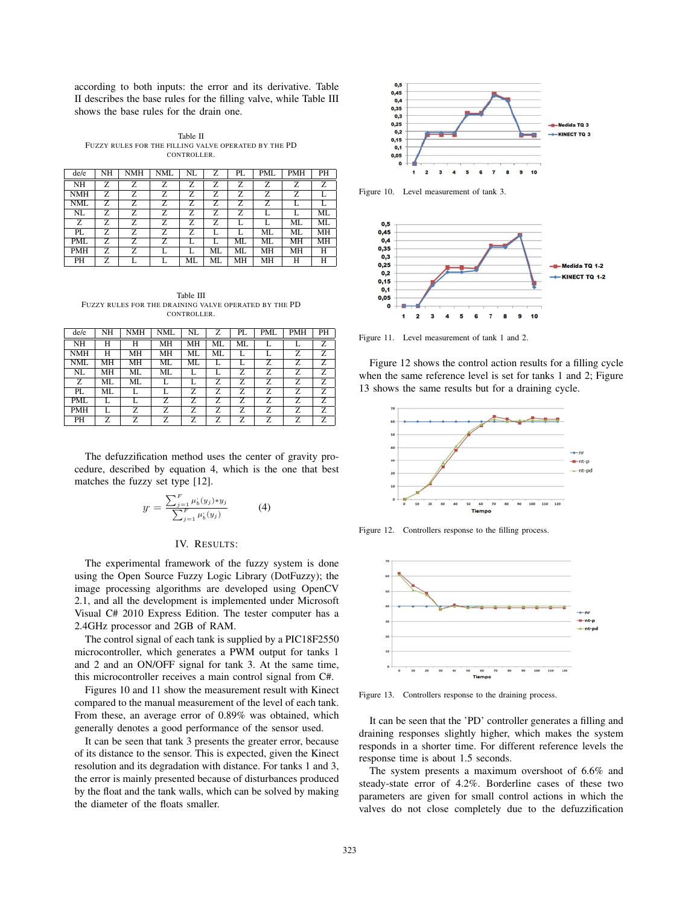according to both inputs: the error and its derivative. Table II describes the base rules for the filling valve, while Table III shows the base rules for the drain one.

Table II
FUZZY RULES FOR THE FILLING VALVE OPERATED BY THE PD CONTROLLER.

| de/e | NH | NMH | NML | NL | Z | PL | PML | PMH | PH |
|---|---|---|---|---|---|---|---|---|---|
| NH | Z | Z | Z | Z | Z | Z | Z | Z | Z |
| NMH | Z | Z | Z | Z | Z | Z | Z | Z | L |
| NML | Z | Z | Z | Z | Z | Z | Z | L | L |
| NL | Z | Z | Z | Z | Z | Z | L | L | ML |
| Z | Z | Z | Z | Z | Z | L | L | ML | ML |
| PL | Z | Z | Z | Z | L | L | ML | ML | MH |
| PML | Z | Z | Z | L | L | ML | ML | MH | MH |
| PMH | Z | Z | L | L | ML | ML | MH | MH | H |
| PH | Z | L | L | ML | ML | MH | MH | H | H |

Table III
FUZZY RULES FOR THE DRAINING VALVE OPERATED BY THE PD CONTROLLER.

| de/e | NH | NMH | NML | NL | Z | PL | PML | PMH | PH |
|---|---|---|---|---|---|---|---|---|---|
| NH | H | H | MH | MH | ML | ML | L | L | Z |
| NMH | H | MH | MH | ML | ML | L | L | Z | Z |
| NML | MH | MH | ML | ML | L | L | Z | Z | Z |
| NL | MH | ML | ML | L | L | Z | Z | Z | Z |
| Z | ML | ML | L | L | Z | Z | Z | Z | Z |
| PL | ML | L | L | Z | Z | Z | Z | Z | Z |
| PML | L | L | Z | Z | Z | Z | Z | Z | Z |
| PMH | L | Z | Z | Z | Z | Z | Z | Z | Z |
| PH | Z | Z | Z | Z | Z | Z | Z | Z | Z |

The defuzzification method uses the center of gravity procedure, described by equation 4, which is the one that best matches the fuzzy set type [12].

$$y = \frac{\sum_{j=1}^{F} \mu_b^{i}(y_j) * y_j}{\sum_{j=1}^{F} \mu_b^{i}(y_j)} \qquad (4)$$

## IV. RESULTS:

The experimental framework of the fuzzy system is done using the Open Source Fuzzy Logic Library (DotFuzzy); the image processing algorithms are developed using OpenCV 2.1, and all the development is implemented under Microsoft Visual C# 2010 Express Edition. The tester computer has a 2.4GHz processor and 2GB of RAM.

The control signal of each tank is supplied by a PIC18F2550 microcontroller, which generates a PWM output for tanks 1 and 2 and an ON/OFF signal for tank 3. At the same time, this microcontroller receives a main control signal from C#.

Figures 10 and 11 show the measurement result with Kinect compared to the manual measurement of the level of each tank. From these, an average error of 0.89% was obtained, which generally denotes a good performance of the sensor used.

It can be seen that tank 3 presents the greater error, because of its distance to the sensor. This is expected, given the Kinect resolution and its degradation with distance. For tanks 1 and 3, the error is mainly presented because of disturbances produced by the float and the tank walls, which can be solved by making the diameter of the floats smaller.

Figure 10. Level measurement of tank 3.

Figure 11. Level measurement of tank 1 and 2.

Figure 12 shows the control action results for a filling cycle when the same reference level is set for tanks 1 and 2; Figure 13 shows the same results but for a draining cycle.

Figure 12. Controllers response to the filling process.

Figure 13. Controllers response to the draining process.

It can be seen that the 'PD' controller generates a filling and draining responses slightly higher, which makes the system responds in a shorter time. For different reference levels the response time is about 1.5 seconds.

The system presents a maximum overshoot of 6.6% and steady-state error of 4.2%. Borderline cases of these two parameters are given for small control actions in which the valves do not close completely due to the defuzzification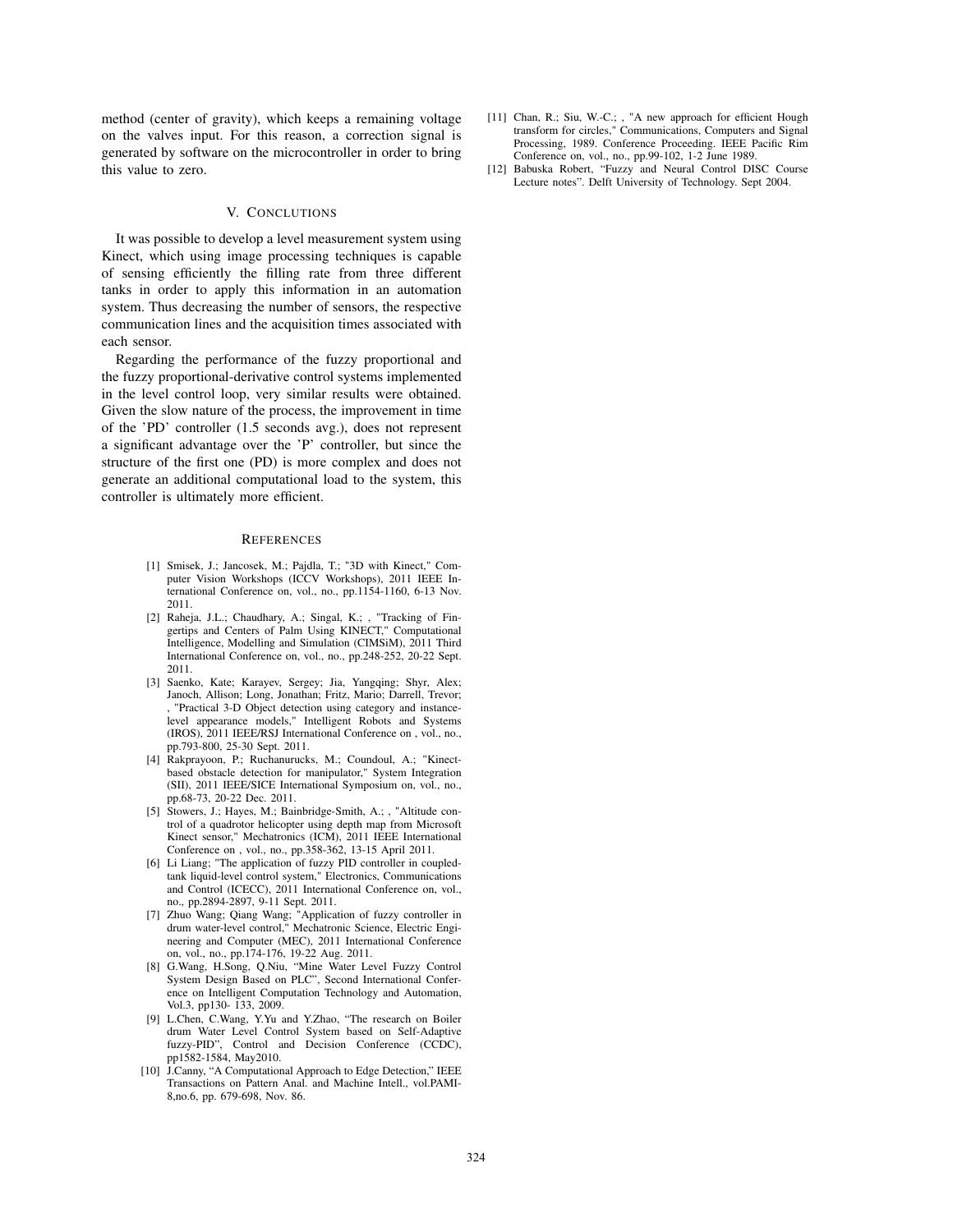method (center of gravity), which keeps a remaining voltage on the valves input. For this reason, a correction signal is generated by software on the microcontroller in order to bring this value to zero.

## V. Conclutions

It was possible to develop a level measurement system using Kinect, which using image processing techniques is capable of sensing efficiently the filling rate from three different tanks in order to apply this information in an automation system. Thus decreasing the number of sensors, the respective communication lines and the acquisition times associated with each sensor.

Regarding the performance of the fuzzy proportional and the fuzzy proportional-derivative control systems implemented in the level control loop, very similar results were obtained. Given the slow nature of the process, the improvement in time of the 'PD' controller (1.5 seconds avg.), does not represent a significant advantage over the 'P' controller, but since the structure of the first one (PD) is more complex and does not generate an additional computational load to the system, this controller is ultimately more efficient.

## References

[1] Smisek, J.; Jancosek, M.; Pajdla, T.; "3D with Kinect," Computer Vision Workshops (ICCV Workshops), 2011 IEEE International Conference on, vol., no., pp.1154-1160, 6-13 Nov. 2011.

[2] Raheja, J.L.; Chaudhary, A.; Singal, K.; , "Tracking of Fingertips and Centers of Palm Using KINECT," Computational Intelligence, Modelling and Simulation (CIMSiM), 2011 Third International Conference on, vol., no., pp.248-252, 20-22 Sept. 2011.

[3] Saenko, Kate; Karayev, Sergey; Jia, Yangqing; Shyr, Alex; Janoch, Allison; Long, Jonathan; Fritz, Mario; Darrell, Trevor; , "Practical 3-D Object detection using category and instance-level appearance models," Intelligent Robots and Systems (IROS), 2011 IEEE/RSJ International Conference on , vol., no., pp.793-800, 25-30 Sept. 2011.

[4] Rakprayoon, P.; Ruchanurucks, M.; Coundoul, A.; "Kinect-based obstacle detection for manipulator," System Integration (SII), 2011 IEEE/SICE International Symposium on, vol., no., pp.68-73, 20-22 Dec. 2011.

[5] Stowers, J.; Hayes, M.; Bainbridge-Smith, A.; , "Altitude control of a quadrotor helicopter using depth map from Microsoft Kinect sensor," Mechatronics (ICM), 2011 IEEE International Conference on , vol., no., pp.358-362, 13-15 April 2011.

[6] Li Liang; "The application of fuzzy PID controller in coupled-tank liquid-level control system," Electronics, Communications and Control (ICECC), 2011 International Conference on, vol., no., pp.2894-2897, 9-11 Sept. 2011.

[7] Zhuo Wang; Qiang Wang; "Application of fuzzy controller in drum water-level control," Mechatronic Science, Electric Engineering and Computer (MEC), 2011 International Conference on, vol., no., pp.174-176, 19-22 Aug. 2011.

[8] G.Wang, H.Song, Q.Niu, "Mine Water Level Fuzzy Control System Design Based on PLC", Second International Conference on Intelligent Computation Technology and Automation, Vol.3, pp130- 133, 2009.

[9] L.Chen, C.Wang, Y.Yu and Y.Zhao, "The research on Boiler drum Water Level Control System based on Self-Adaptive fuzzy-PID", Control and Decision Conference (CCDC), pp1582-1584, May2010.

[10] J.Canny, "A Computational Approach to Edge Detection," IEEE Transactions on Pattern Anal. and Machine Intell., vol.PAMI-8,no.6, pp. 679-698, Nov. 86.

[11] Chan, R.; Siu, W.-C.; , "A new approach for efficient Hough transform for circles," Communications, Computers and Signal Processing, 1989. Conference Proceeding. IEEE Pacific Rim Conference on, vol., no., pp.99-102, 1-2 June 1989.

[12] Babuska Robert, "Fuzzy and Neural Control DISC Course Lecture notes". Delft University of Technology. Sept 2004.